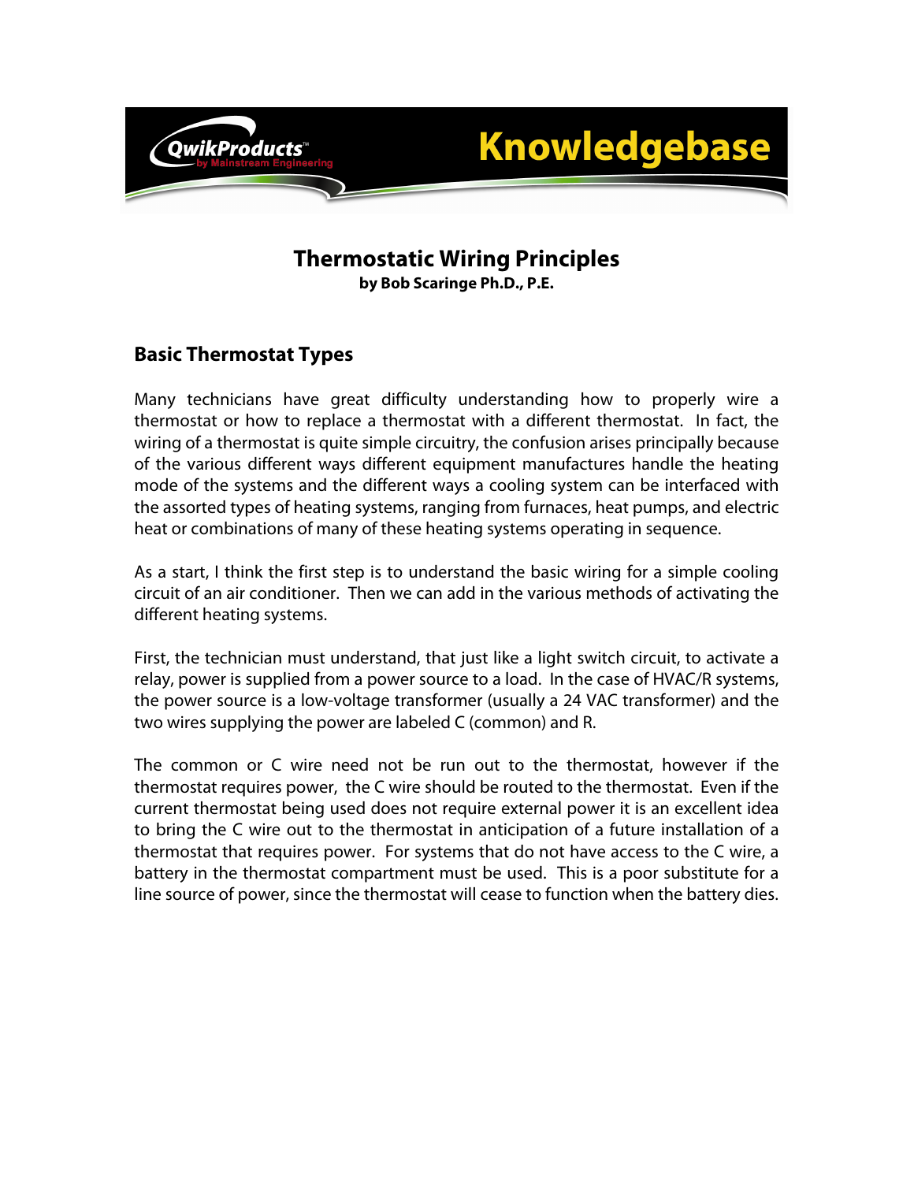# Thermostatic Wiring Principles

**by Bob Scaringe Ph.D., P.E.**

## Basic Thermostat Types

Many technicians have great difficulty understanding how to properly wire a thermostat or how to replace a thermostat with a different thermostat. In fact, the wiring of a thermostat is quite simple circuitry, the confusion arises principally because of the various different ways different equipment manufactures handle the heating mode of the systems and the different ways a cooling system can be interfaced with the assorted types of heating systems, ranging from furnaces, heat pumps, and electric heat or combinations of many of these heating systems operating in sequence.

As a start, I think the first step is to understand the basic wiring for a simple cooling circuit of an air conditioner. Then we can add in the various methods of activating the different heating systems.

First, the technician must understand, that just like a light switch circuit, to activate a relay, power is supplied from a power source to a load. In the case of HVAC/R systems, the power source is a low-voltage transformer (usually a 24 VAC transformer) and the two wires supplying the power are labeled C (common) and R.

The common or C wire need not be run out to the thermostat, however if the thermostat requires power, the C wire should be routed to the thermostat. Even if the current thermostat being used does not require external power it is an excellent idea to bring the C wire out to the thermostat in anticipation of a future installation of a thermostat that requires power. For systems that do not have access to the C wire, a battery in the thermostat compartment must be used. This is a poor substitute for a line source of power, since the thermostat will cease to function when the battery dies.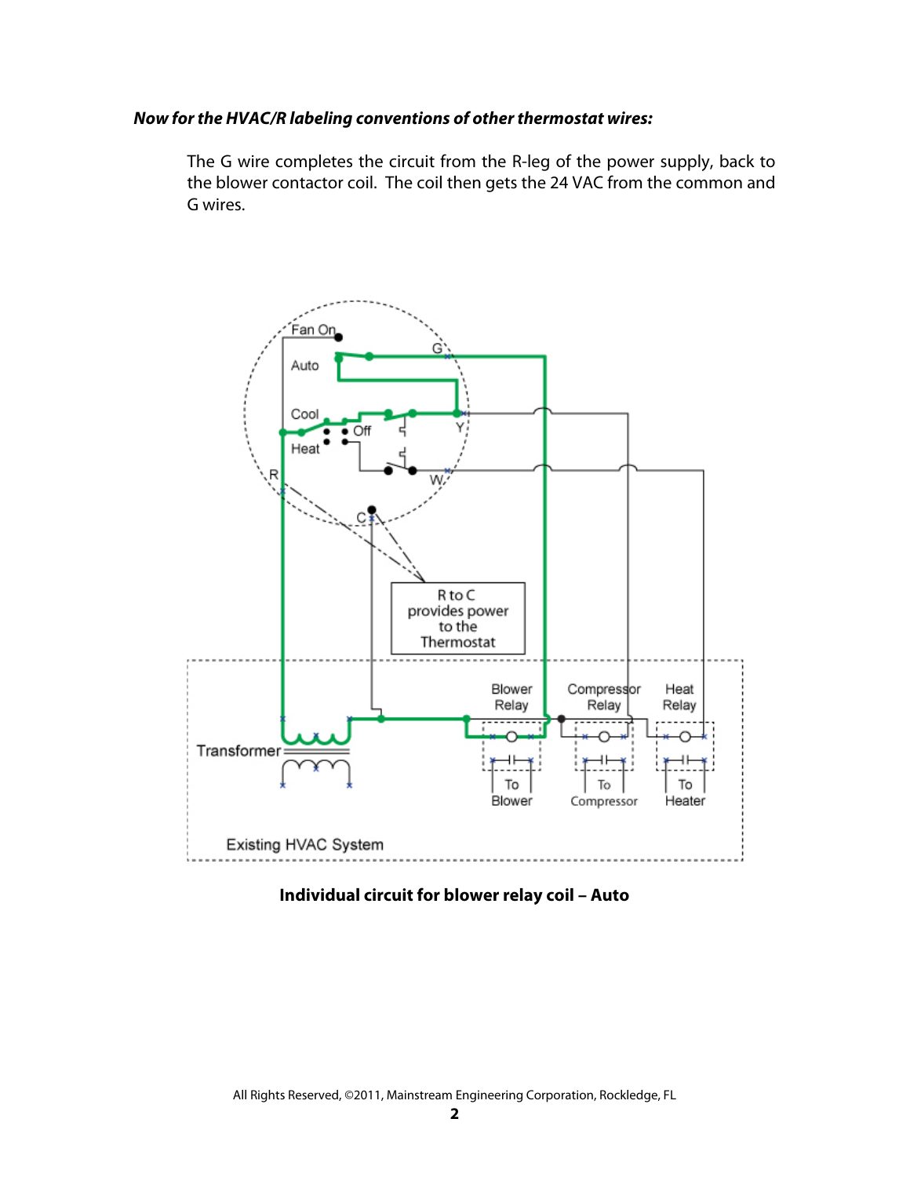***Now for the HVAC/R labeling conventions of other thermostat wires:***

The G wire completes the circuit from the R-leg of the power supply, back to the blower contactor coil. The coil then gets the 24 VAC from the common and G wires.

**Individual circuit for blower relay coil – Auto**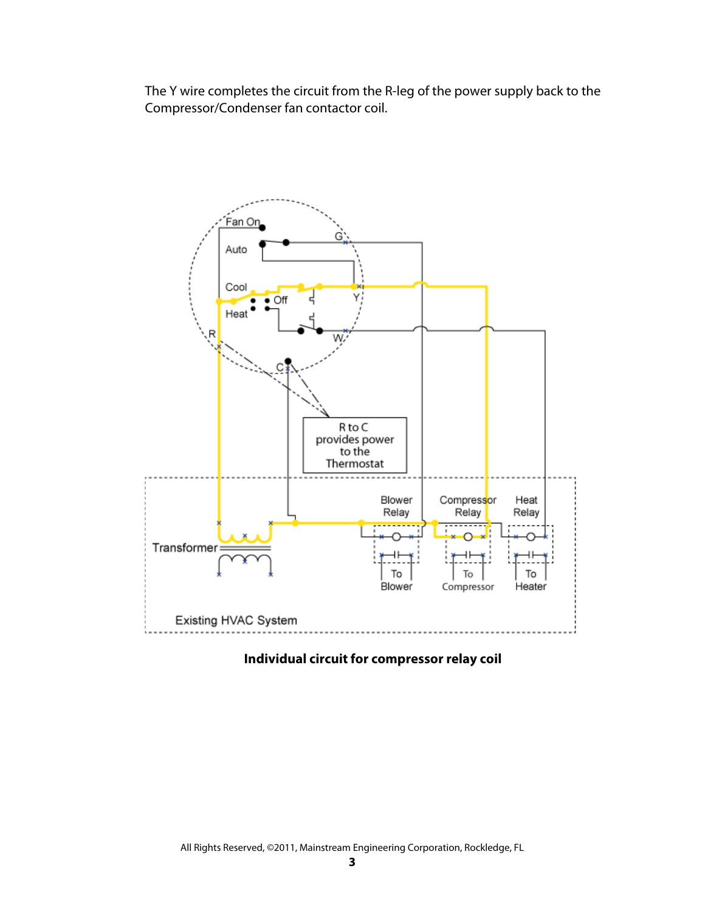The Y wire completes the circuit from the R-leg of the power supply back to the Compressor/Condenser fan contactor coil.

Fan On

Auto

Cool

Off

Heat

R

G

Y

W

C

R to C provides power to the Thermostat

Transformer

Blower Relay

Compressor Relay

Heat Relay

To Blower

To Compressor

To Heater

Existing HVAC System

**Individual circuit for compressor relay coil**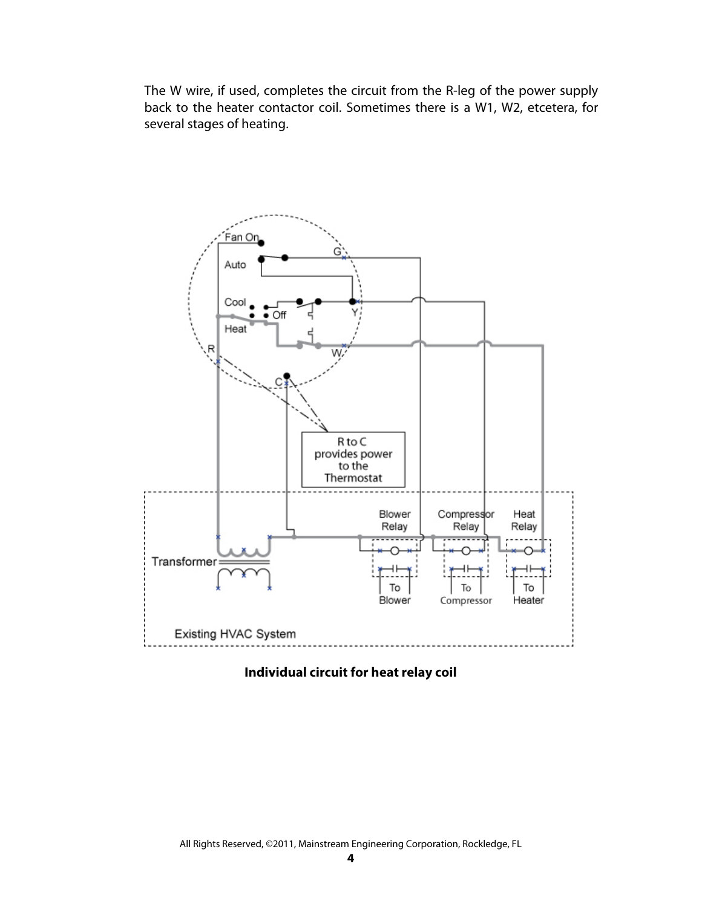The W wire, if used, completes the circuit from the R-leg of the power supply back to the heater contactor coil. Sometimes there is a W1, W2, etcetera, for several stages of heating.

**Individual circuit for heat relay coil**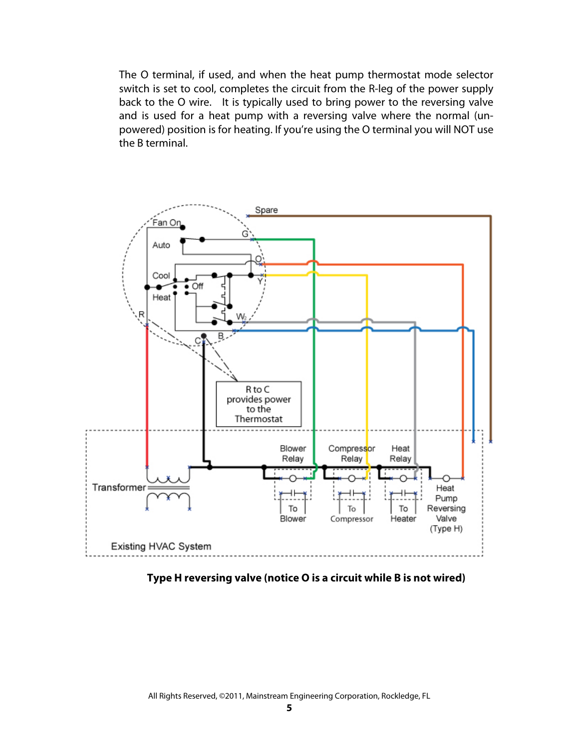The O terminal, if used, and when the heat pump thermostat mode selector switch is set to cool, completes the circuit from the R-leg of the power supply back to the O wire. It is typically used to bring power to the reversing valve and is used for a heat pump with a reversing valve where the normal (un-powered) position is for heating. If you're using the O terminal you will NOT use the B terminal.

**Type H reversing valve (notice O is a circuit while B is not wired)**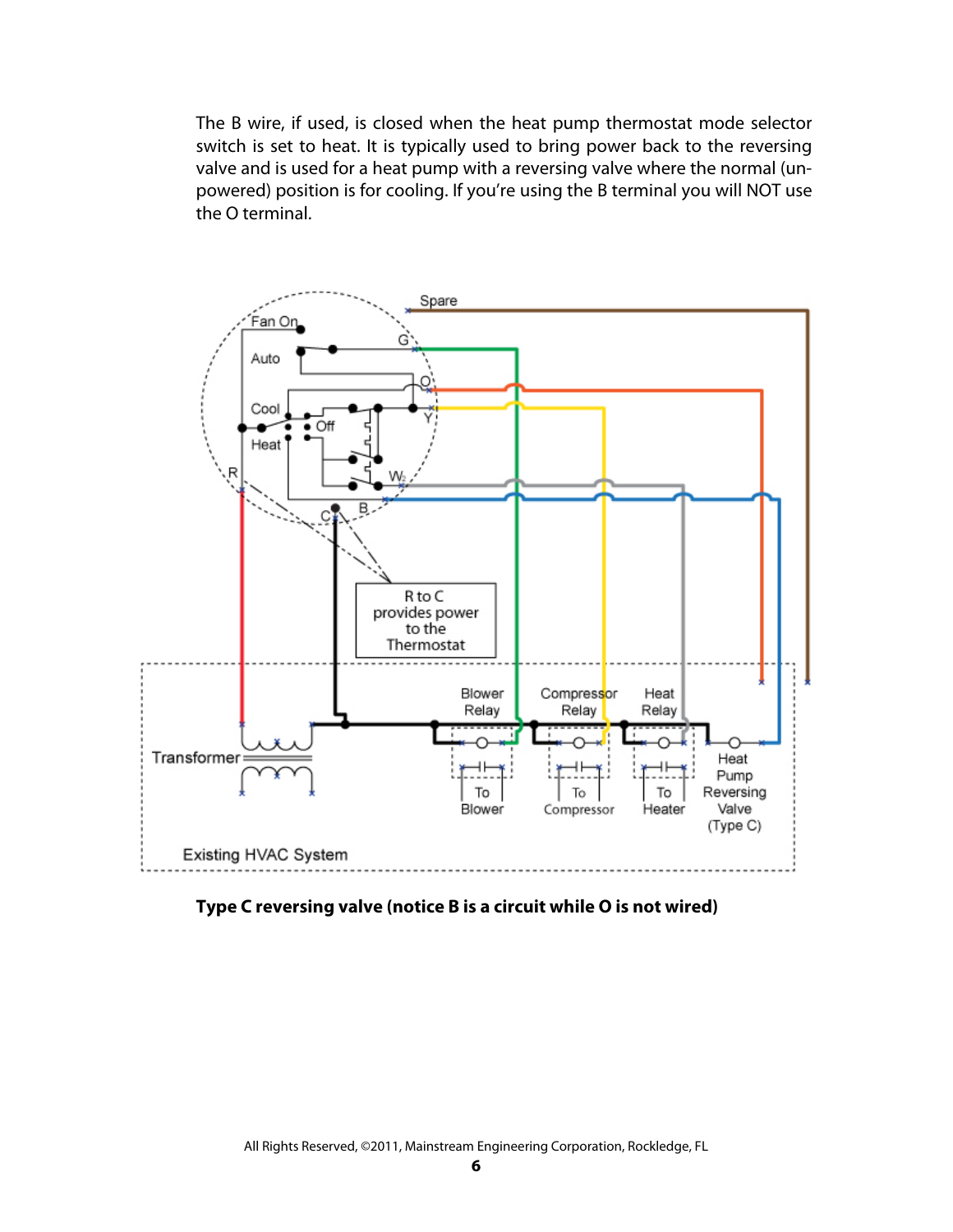The B wire, if used, is closed when the heat pump thermostat mode selector switch is set to heat. It is typically used to bring power back to the reversing valve and is used for a heat pump with a reversing valve where the normal (un-powered) position is for cooling. If you're using the B terminal you will NOT use the O terminal.

**Type C reversing valve (notice B is a circuit while O is not wired)**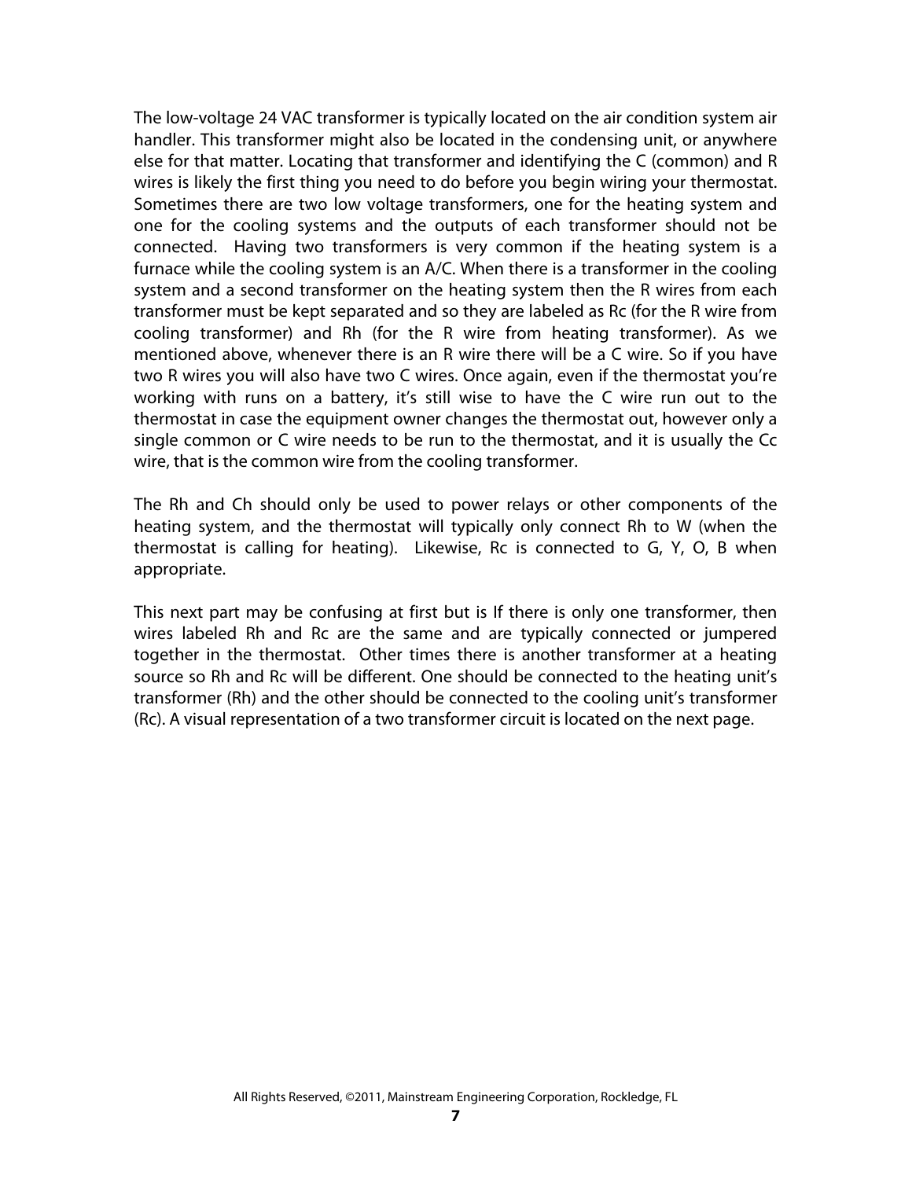The low-voltage 24 VAC transformer is typically located on the air condition system air handler. This transformer might also be located in the condensing unit, or anywhere else for that matter. Locating that transformer and identifying the C (common) and R wires is likely the first thing you need to do before you begin wiring your thermostat. Sometimes there are two low voltage transformers, one for the heating system and one for the cooling systems and the outputs of each transformer should not be connected. Having two transformers is very common if the heating system is a furnace while the cooling system is an A/C. When there is a transformer in the cooling system and a second transformer on the heating system then the R wires from each transformer must be kept separated and so they are labeled as Rc (for the R wire from cooling transformer) and Rh (for the R wire from heating transformer). As we mentioned above, whenever there is an R wire there will be a C wire. So if you have two R wires you will also have two C wires. Once again, even if the thermostat you're working with runs on a battery, it's still wise to have the C wire run out to the thermostat in case the equipment owner changes the thermostat out, however only a single common or C wire needs to be run to the thermostat, and it is usually the Cc wire, that is the common wire from the cooling transformer.

The Rh and Ch should only be used to power relays or other components of the heating system, and the thermostat will typically only connect Rh to W (when the thermostat is calling for heating). Likewise, Rc is connected to G, Y, O, B when appropriate.

This next part may be confusing at first but is If there is only one transformer, then wires labeled Rh and Rc are the same and are typically connected or jumpered together in the thermostat. Other times there is another transformer at a heating source so Rh and Rc will be different. One should be connected to the heating unit's transformer (Rh) and the other should be connected to the cooling unit's transformer (Rc). A visual representation of a two transformer circuit is located on the next page.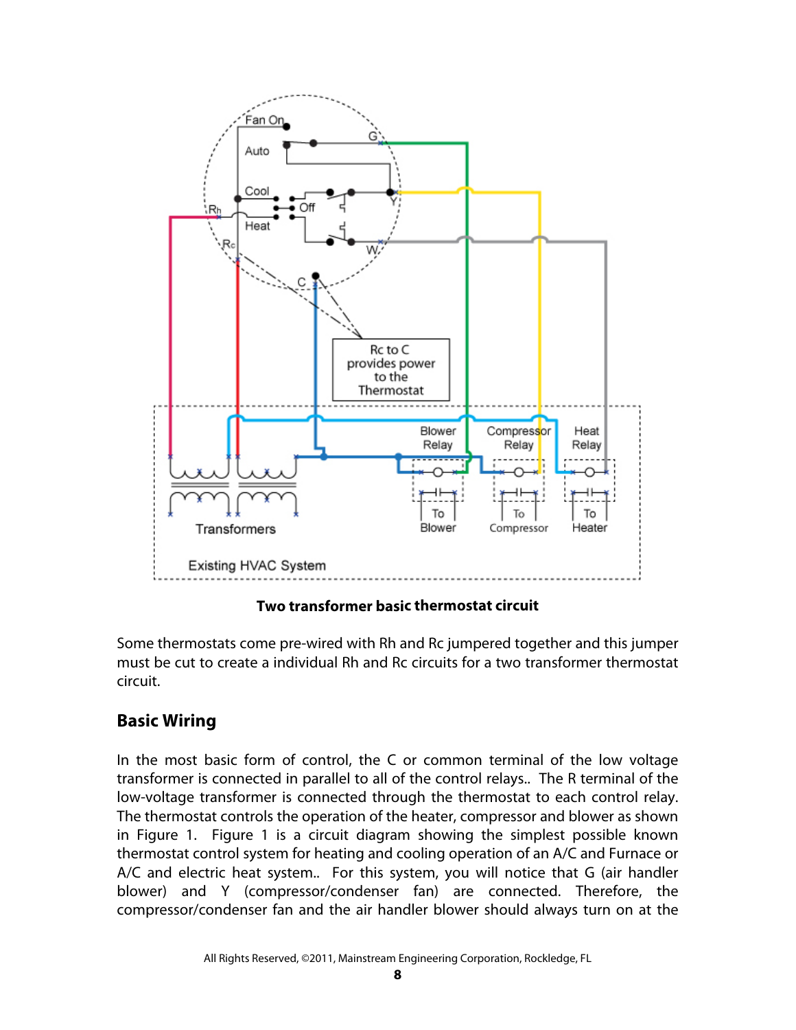**Two transformer basic thermostat circuit**

Some thermostats come pre-wired with Rh and Rc jumpered together and this jumper must be cut to create a individual Rh and Rc circuits for a two transformer thermostat circuit.

## Basic Wiring

In the most basic form of control, the C or common terminal of the low voltage transformer is connected in parallel to all of the control relays.. The R terminal of the low-voltage transformer is connected through the thermostat to each control relay. The thermostat controls the operation of the heater, compressor and blower as shown in Figure 1. Figure 1 is a circuit diagram showing the simplest possible known thermostat control system for heating and cooling operation of an A/C and Furnace or A/C and electric heat system.. For this system, you will notice that G (air handler blower) and Y (compressor/condenser fan) are connected. Therefore, the compressor/condenser fan and the air handler blower should always turn on at the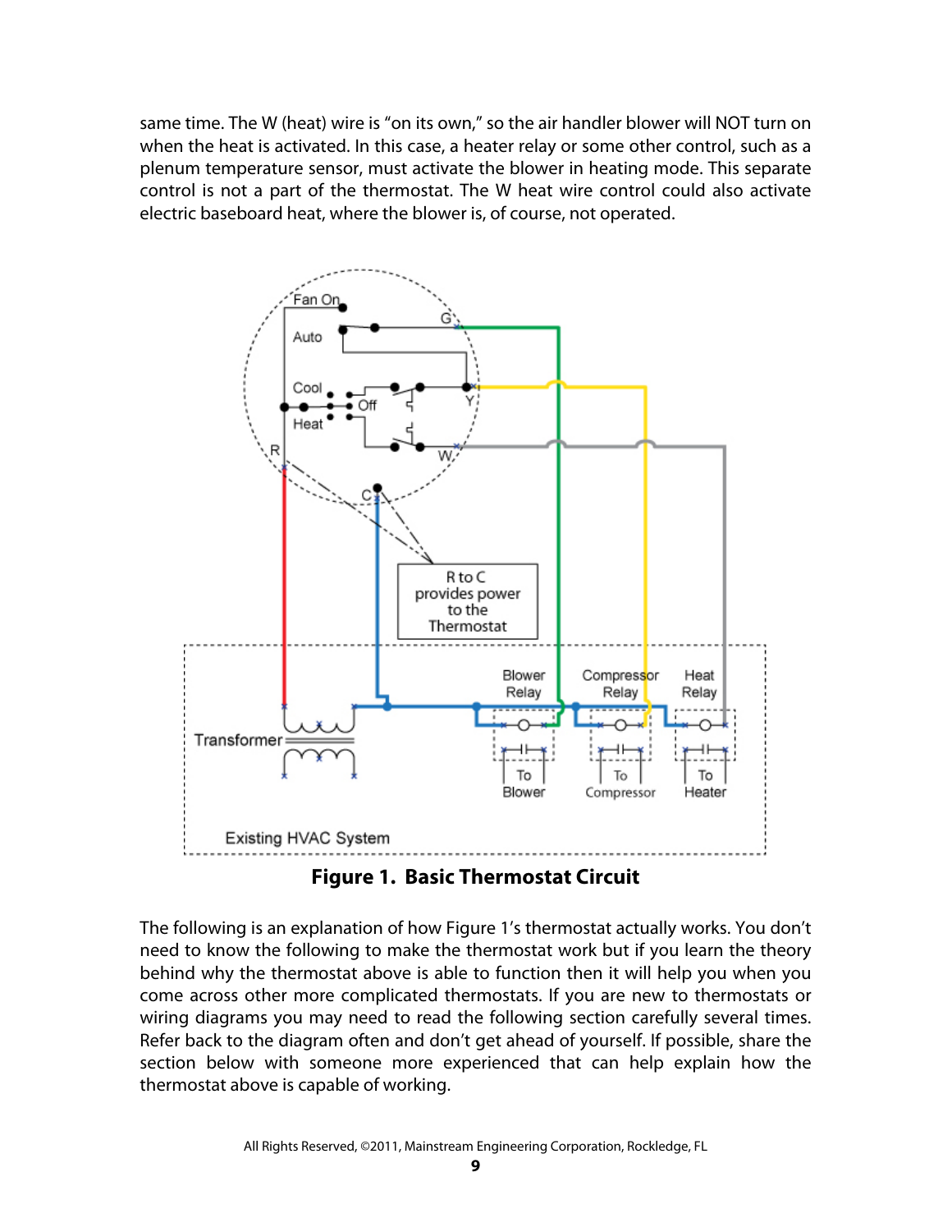same time. The W (heat) wire is "on its own," so the air handler blower will NOT turn on when the heat is activated. In this case, a heater relay or some other control, such as a plenum temperature sensor, must activate the blower in heating mode. This separate control is not a part of the thermostat. The W heat wire control could also activate electric baseboard heat, where the blower is, of course, not operated.

**Figure 1. Basic Thermostat Circuit**

The following is an explanation of how Figure 1's thermostat actually works. You don't need to know the following to make the thermostat work but if you learn the theory behind why the thermostat above is able to function then it will help you when you come across other more complicated thermostats. If you are new to thermostats or wiring diagrams you may need to read the following section carefully several times. Refer back to the diagram often and don't get ahead of yourself. If possible, share the section below with someone more experienced that can help explain how the thermostat above is capable of working.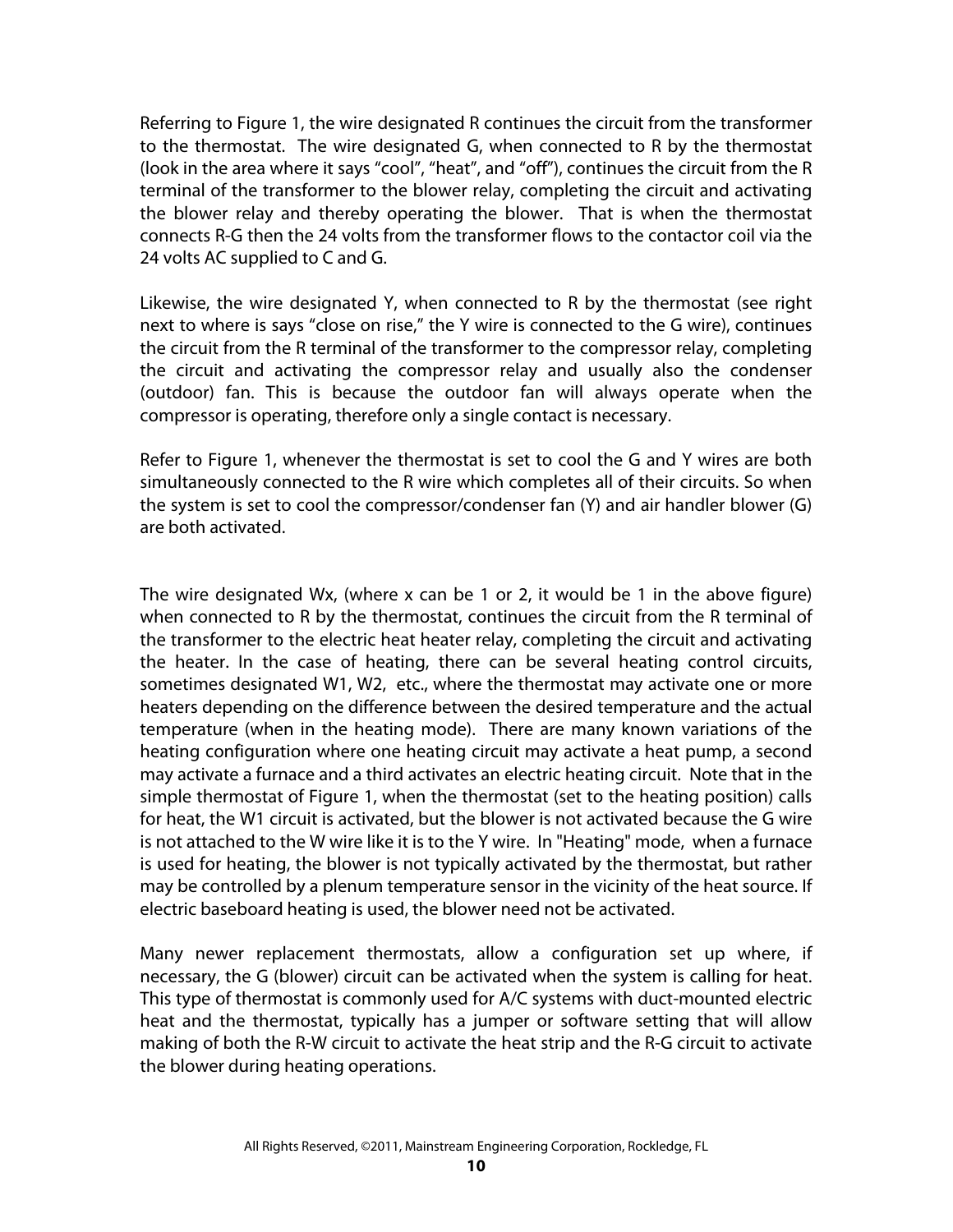Referring to Figure 1, the wire designated R continues the circuit from the transformer to the thermostat. The wire designated G, when connected to R by the thermostat (look in the area where it says “cool”, “heat”, and “off”), continues the circuit from the R terminal of the transformer to the blower relay, completing the circuit and activating the blower relay and thereby operating the blower. That is when the thermostat connects R-G then the 24 volts from the transformer flows to the contactor coil via the 24 volts AC supplied to C and G.

Likewise, the wire designated Y, when connected to R by the thermostat (see right next to where is says “close on rise,” the Y wire is connected to the G wire), continues the circuit from the R terminal of the transformer to the compressor relay, completing the circuit and activating the compressor relay and usually also the condenser (outdoor) fan. This is because the outdoor fan will always operate when the compressor is operating, therefore only a single contact is necessary.

Refer to Figure 1, whenever the thermostat is set to cool the G and Y wires are both simultaneously connected to the R wire which completes all of their circuits. So when the system is set to cool the compressor/condenser fan (Y) and air handler blower (G) are both activated.

The wire designated Wx, (where x can be 1 or 2, it would be 1 in the above figure) when connected to R by the thermostat, continues the circuit from the R terminal of the transformer to the electric heat heater relay, completing the circuit and activating the heater. In the case of heating, there can be several heating control circuits, sometimes designated W1, W2, etc., where the thermostat may activate one or more heaters depending on the difference between the desired temperature and the actual temperature (when in the heating mode). There are many known variations of the heating configuration where one heating circuit may activate a heat pump, a second may activate a furnace and a third activates an electric heating circuit. Note that in the simple thermostat of Figure 1, when the thermostat (set to the heating position) calls for heat, the W1 circuit is activated, but the blower is not activated because the G wire is not attached to the W wire like it is to the Y wire. In "Heating" mode, when a furnace is used for heating, the blower is not typically activated by the thermostat, but rather may be controlled by a plenum temperature sensor in the vicinity of the heat source. If electric baseboard heating is used, the blower need not be activated.

Many newer replacement thermostats, allow a configuration set up where, if necessary, the G (blower) circuit can be activated when the system is calling for heat. This type of thermostat is commonly used for A/C systems with duct-mounted electric heat and the thermostat, typically has a jumper or software setting that will allow making of both the R-W circuit to activate the heat strip and the R-G circuit to activate the blower during heating operations.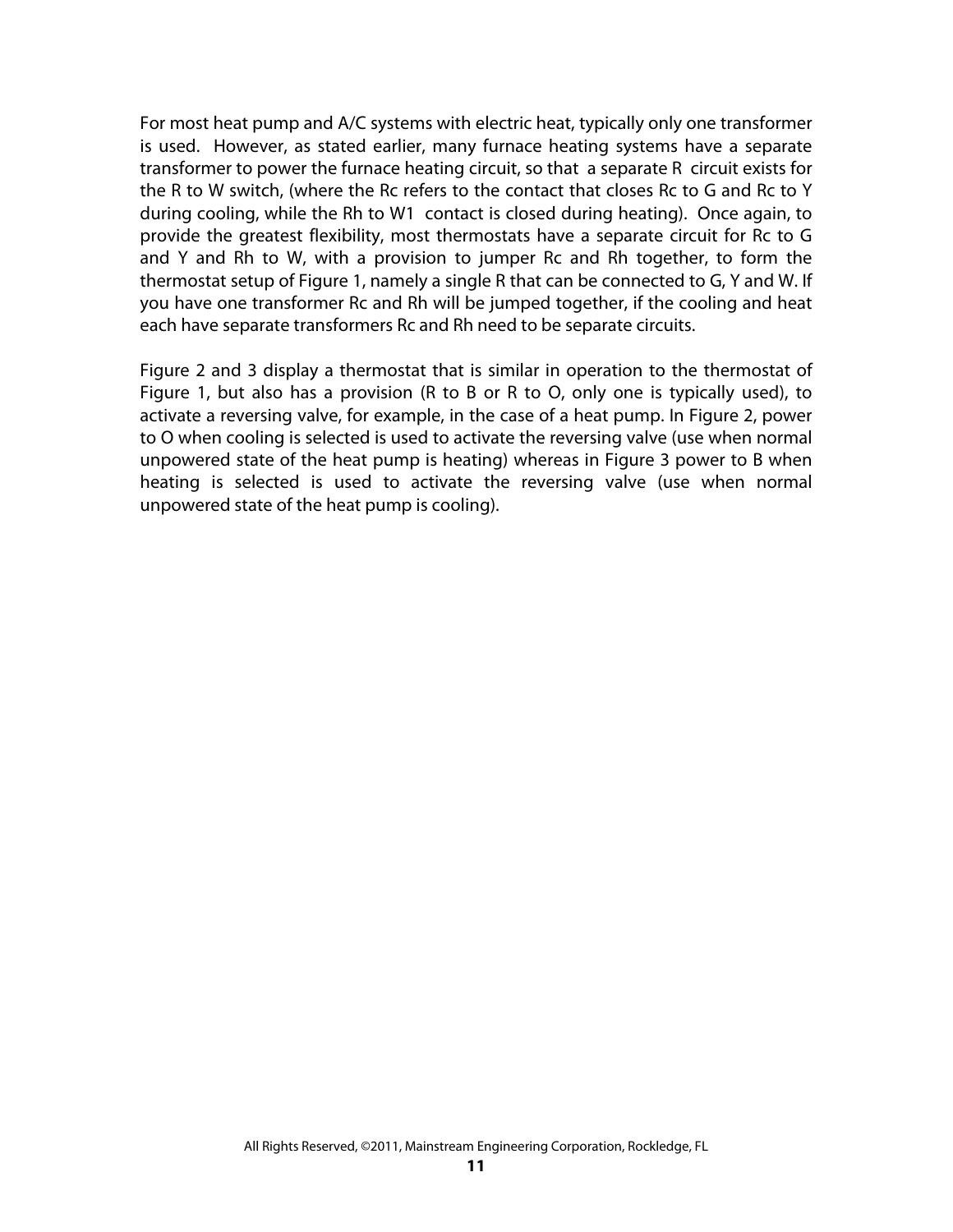For most heat pump and A/C systems with electric heat, typically only one transformer is used. However, as stated earlier, many furnace heating systems have a separate transformer to power the furnace heating circuit, so that a separate R circuit exists for the R to W switch, (where the Rc refers to the contact that closes Rc to G and Rc to Y during cooling, while the Rh to W1 contact is closed during heating). Once again, to provide the greatest flexibility, most thermostats have a separate circuit for Rc to G and Y and Rh to W, with a provision to jumper Rc and Rh together, to form the thermostat setup of Figure 1, namely a single R that can be connected to G, Y and W. If you have one transformer Rc and Rh will be jumped together, if the cooling and heat each have separate transformers Rc and Rh need to be separate circuits.

Figure 2 and 3 display a thermostat that is similar in operation to the thermostat of Figure 1, but also has a provision (R to B or R to O, only one is typically used), to activate a reversing valve, for example, in the case of a heat pump. In Figure 2, power to O when cooling is selected is used to activate the reversing valve (use when normal unpowered state of the heat pump is heating) whereas in Figure 3 power to B when heating is selected is used to activate the reversing valve (use when normal unpowered state of the heat pump is cooling).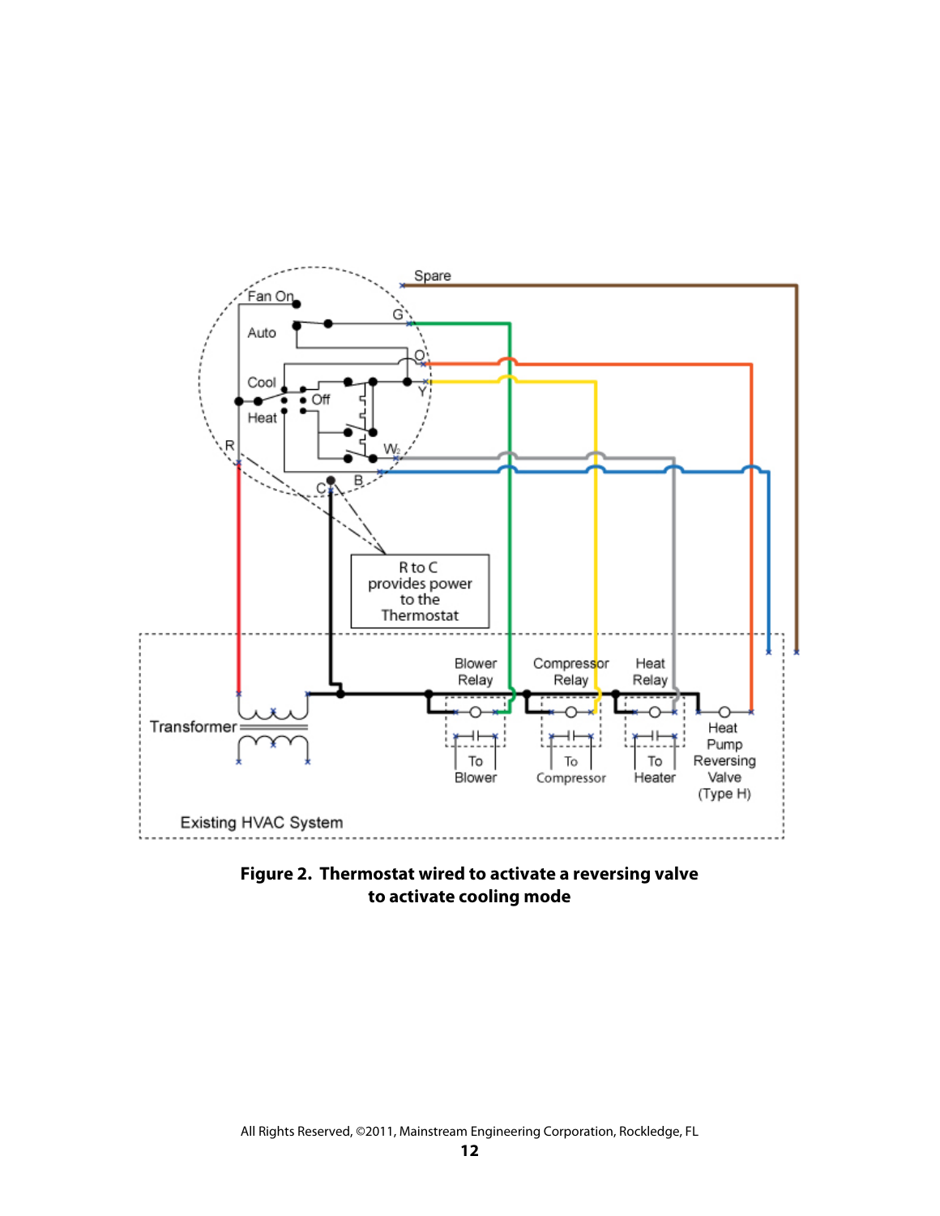Spare

Fan On

Auto

G

O

Cool

Off

Y

Heat

R

$W_2$

C

B

R to C provides power to the Thermostat

Blower Relay

Compressor Relay

Heat Relay

Transformer

To Blower

To Compressor

To Heater

Heat Pump Reversing Valve (Type H)

Existing HVAC System

**Figure 2. Thermostat wired to activate a reversing valve to activate cooling mode**

All Rights Reserved, ©2011, Mainstream Engineering Corporation, Rockledge, FL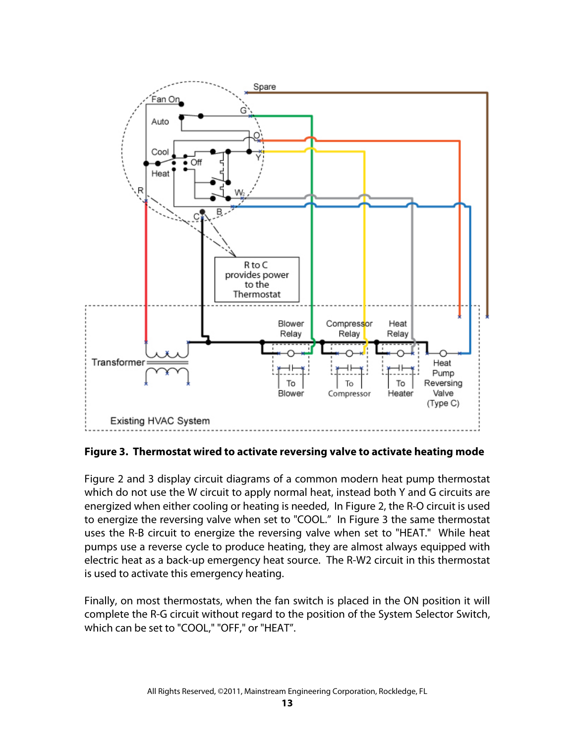**Figure 3. Thermostat wired to activate reversing valve to activate heating mode**

Figure 2 and 3 display circuit diagrams of a common modern heat pump thermostat which do not use the W circuit to apply normal heat, instead both Y and G circuits are energized when either cooling or heating is needed, In Figure 2, the R-O circuit is used to energize the reversing valve when set to "COOL." In Figure 3 the same thermostat uses the R-B circuit to energize the reversing valve when set to "HEAT." While heat pumps use a reverse cycle to produce heating, they are almost always equipped with electric heat as a back-up emergency heat source. The R-W2 circuit in this thermostat is used to activate this emergency heating.

Finally, on most thermostats, when the fan switch is placed in the ON position it will complete the R-G circuit without regard to the position of the System Selector Switch, which can be set to "COOL," "OFF," or "HEAT".

All Rights Reserved, ©2011, Mainstream Engineering Corporation, Rockledge, FL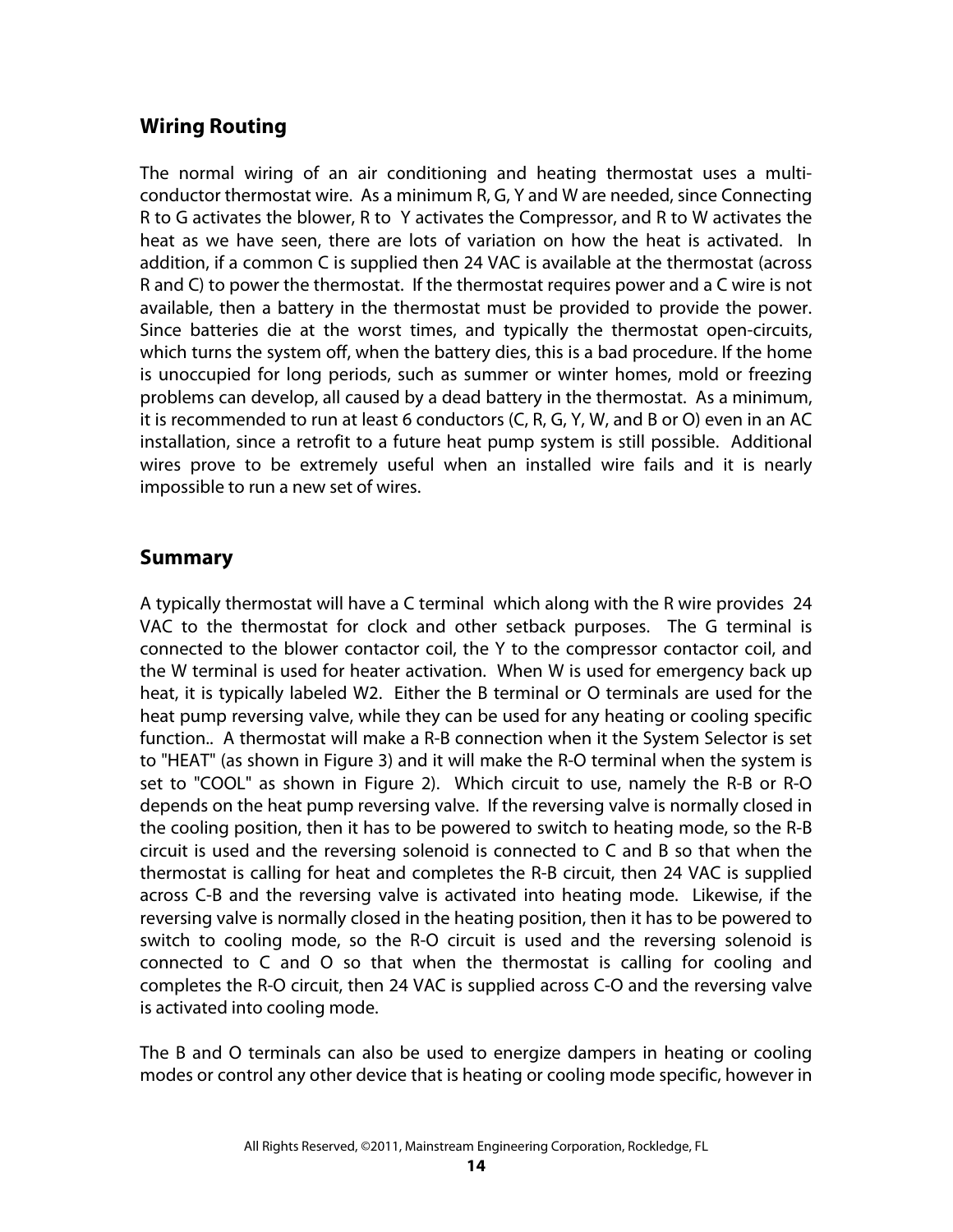## Wiring Routing

The normal wiring of an air conditioning and heating thermostat uses a multi-conductor thermostat wire. As a minimum R, G, Y and W are needed, since Connecting R to G activates the blower, R to Y activates the Compressor, and R to W activates the heat as we have seen, there are lots of variation on how the heat is activated. In addition, if a common C is supplied then 24 VAC is available at the thermostat (across R and C) to power the thermostat. If the thermostat requires power and a C wire is not available, then a battery in the thermostat must be provided to provide the power. Since batteries die at the worst times, and typically the thermostat open-circuits, which turns the system off, when the battery dies, this is a bad procedure. If the home is unoccupied for long periods, such as summer or winter homes, mold or freezing problems can develop, all caused by a dead battery in the thermostat. As a minimum, it is recommended to run at least 6 conductors (C, R, G, Y, W, and B or O) even in an AC installation, since a retrofit to a future heat pump system is still possible. Additional wires prove to be extremely useful when an installed wire fails and it is nearly impossible to run a new set of wires.

## Summary

A typically thermostat will have a C terminal which along with the R wire provides 24 VAC to the thermostat for clock and other setback purposes. The G terminal is connected to the blower contactor coil, the Y to the compressor contactor coil, and the W terminal is used for heater activation. When W is used for emergency back up heat, it is typically labeled W2. Either the B terminal or O terminals are used for the heat pump reversing valve, while they can be used for any heating or cooling specific function.. A thermostat will make a R-B connection when it the System Selector is set to "HEAT" (as shown in Figure 3) and it will make the R-O terminal when the system is set to "COOL" as shown in Figure 2). Which circuit to use, namely the R-B or R-O depends on the heat pump reversing valve. If the reversing valve is normally closed in the cooling position, then it has to be powered to switch to heating mode, so the R-B circuit is used and the reversing solenoid is connected to C and B so that when the thermostat is calling for heat and completes the R-B circuit, then 24 VAC is supplied across C-B and the reversing valve is activated into heating mode. Likewise, if the reversing valve is normally closed in the heating position, then it has to be powered to switch to cooling mode, so the R-O circuit is used and the reversing solenoid is connected to C and O so that when the thermostat is calling for cooling and completes the R-O circuit, then 24 VAC is supplied across C-O and the reversing valve is activated into cooling mode.

The B and O terminals can also be used to energize dampers in heating or cooling modes or control any other device that is heating or cooling mode specific, however in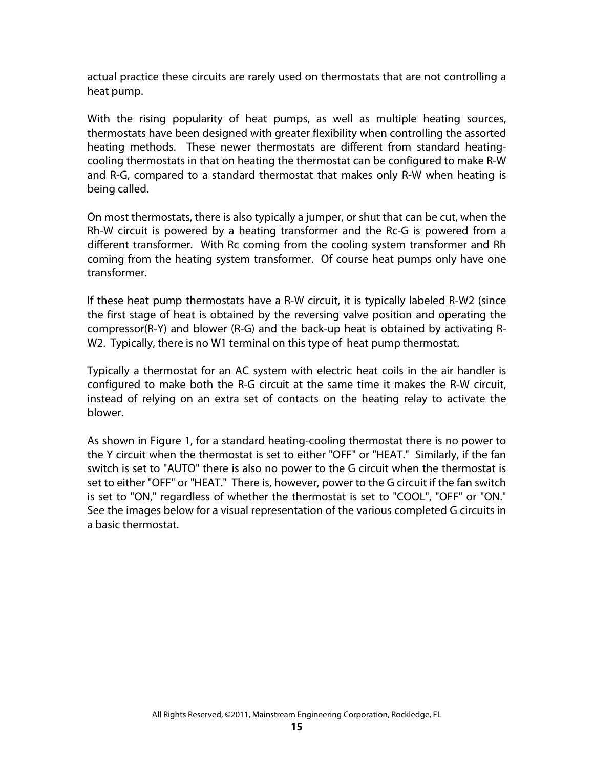actual practice these circuits are rarely used on thermostats that are not controlling a heat pump.

With the rising popularity of heat pumps, as well as multiple heating sources, thermostats have been designed with greater flexibility when controlling the assorted heating methods. These newer thermostats are different from standard heating-cooling thermostats in that on heating the thermostat can be configured to make R-W and R-G, compared to a standard thermostat that makes only R-W when heating is being called.

On most thermostats, there is also typically a jumper, or shut that can be cut, when the Rh-W circuit is powered by a heating transformer and the Rc-G is powered from a different transformer. With Rc coming from the cooling system transformer and Rh coming from the heating system transformer. Of course heat pumps only have one transformer.

If these heat pump thermostats have a R-W circuit, it is typically labeled R-W2 (since the first stage of heat is obtained by the reversing valve position and operating the compressor(R-Y) and blower (R-G) and the back-up heat is obtained by activating R-W2. Typically, there is no W1 terminal on this type of heat pump thermostat.

Typically a thermostat for an AC system with electric heat coils in the air handler is configured to make both the R-G circuit at the same time it makes the R-W circuit, instead of relying on an extra set of contacts on the heating relay to activate the blower.

As shown in Figure 1, for a standard heating-cooling thermostat there is no power to the Y circuit when the thermostat is set to either "OFF" or "HEAT." Similarly, if the fan switch is set to "AUTO" there is also no power to the G circuit when the thermostat is set to either "OFF" or "HEAT." There is, however, power to the G circuit if the fan switch is set to "ON," regardless of whether the thermostat is set to "COOL", "OFF" or "ON." See the images below for a visual representation of the various completed G circuits in a basic thermostat.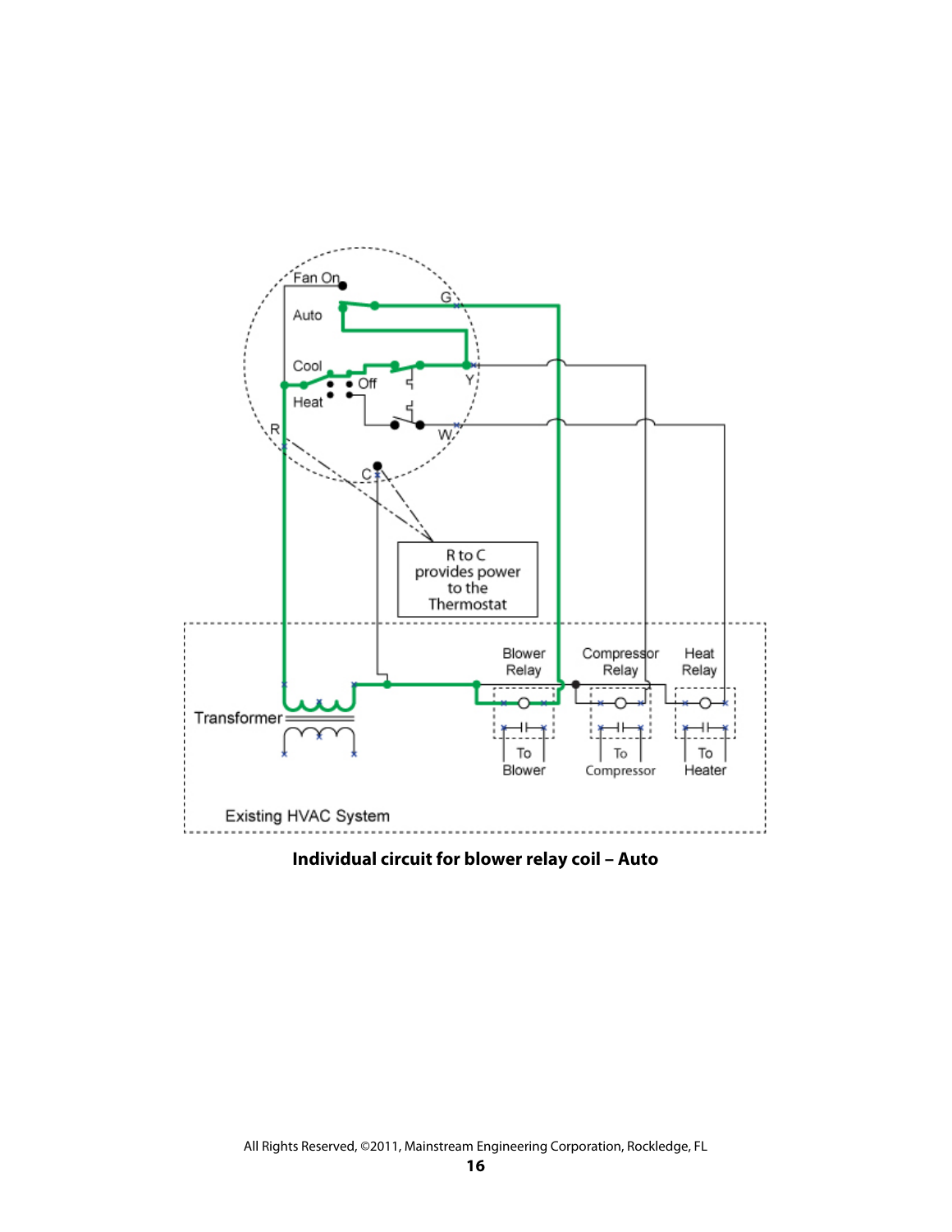Fan On

Auto

Cool

Off

Heat

G

Y

W

R

C

R to C provides power to the Thermostat

Blower Relay

Compressor Relay

Heat Relay

Transformer

To Blower

To Compressor

To Heater

Existing HVAC System

**Individual circuit for blower relay coil – Auto**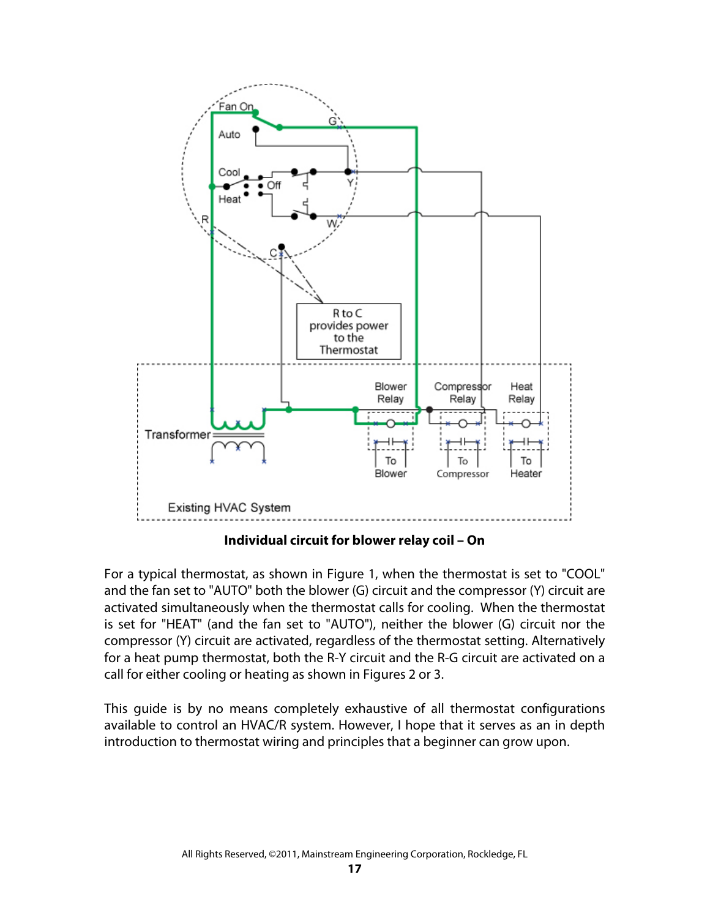Fan On

G

Auto

Cool

Off

Y

Heat

R

W

C

R to C provides power to the Thermostat

Blower Relay

Compressor Relay

Heat Relay

Transformer

To Blower

To Compressor

To Heater

Existing HVAC System

**Individual circuit for blower relay coil – On**

For a typical thermostat, as shown in Figure 1, when the thermostat is set to "COOL" and the fan set to "AUTO" both the blower (G) circuit and the compressor (Y) circuit are activated simultaneously when the thermostat calls for cooling. When the thermostat is set for "HEAT" (and the fan set to "AUTO"), neither the blower (G) circuit nor the compressor (Y) circuit are activated, regardless of the thermostat setting. Alternatively for a heat pump thermostat, both the R-Y circuit and the R-G circuit are activated on a call for either cooling or heating as shown in Figures 2 or 3.

This guide is by no means completely exhaustive of all thermostat configurations available to control an HVAC/R system. However, I hope that it serves as an in depth introduction to thermostat wiring and principles that a beginner can grow upon.

All Rights Reserved, ©2011, Mainstream Engineering Corporation, Rockledge, FL